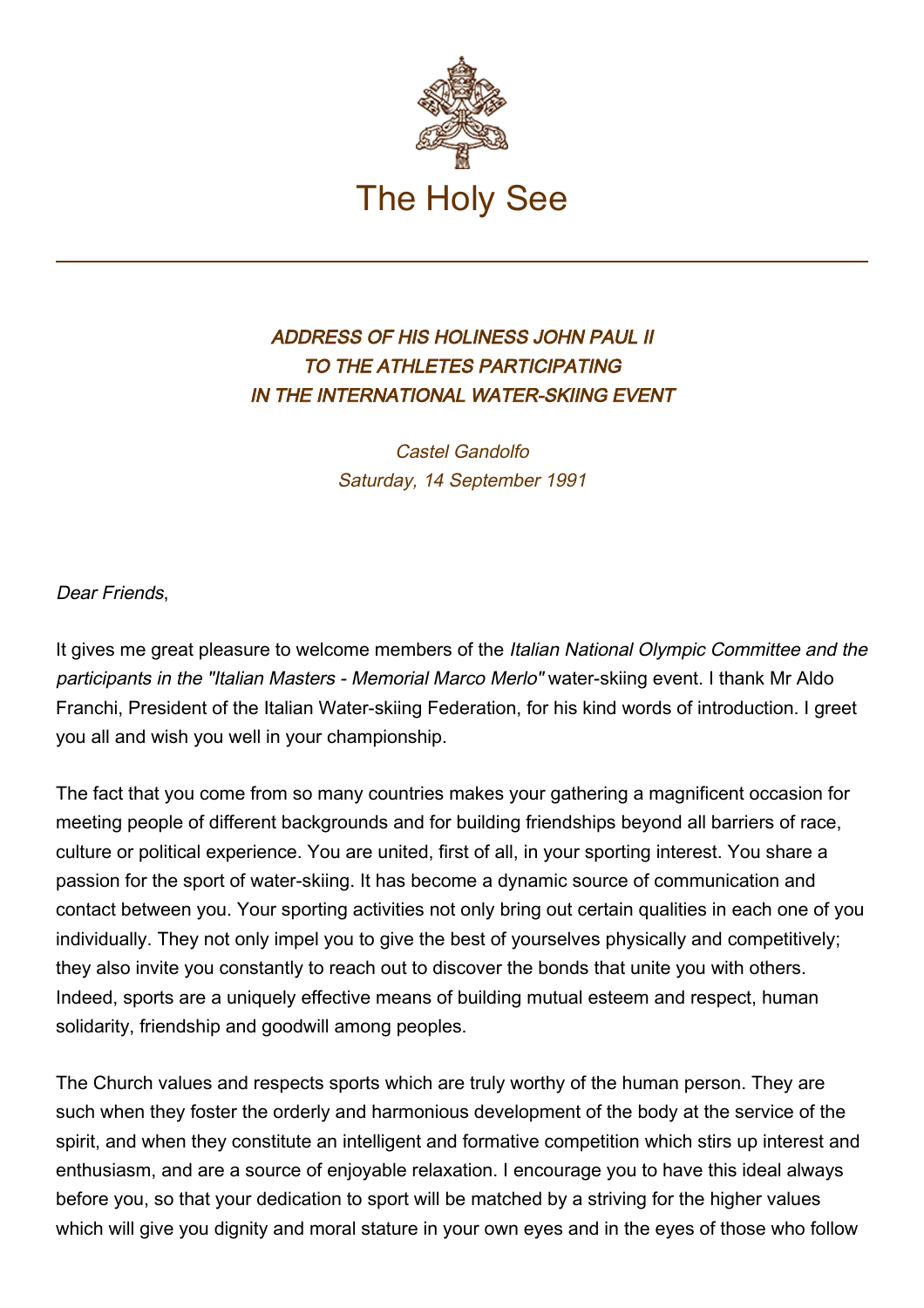# The Holy See

## *ADDRESS OF HIS HOLINESS JOHN PAUL II TO THE ATHLETES PARTICIPATING IN THE INTERNATIONAL WATER-SKIING EVENT*

*Castel Gandolfo*
*Saturday, 14 September 1991*

*Dear Friends*,

It gives me great pleasure to welcome members of the *Italian National Olympic Committee and the participants in the "Italian Masters - Memorial Marco Merlo"* water-skiing event. I thank Mr Aldo Franchi, President of the Italian Water-skiing Federation, for his kind words of introduction. I greet you all and wish you well in your championship.

The fact that you come from so many countries makes your gathering a magnificent occasion for meeting people of different backgrounds and for building friendships beyond all barriers of race, culture or political experience. You are united, first of all, in your sporting interest. You share a passion for the sport of water-skiing. It has become a dynamic source of communication and contact between you. Your sporting activities not only bring out certain qualities in each one of you individually. They not only impel you to give the best of yourselves physically and competitively; they also invite you constantly to reach out to discover the bonds that unite you with others. Indeed, sports are a uniquely effective means of building mutual esteem and respect, human solidarity, friendship and goodwill among peoples.

The Church values and respects sports which are truly worthy of the human person. They are such when they foster the orderly and harmonious development of the body at the service of the spirit, and when they constitute an intelligent and formative competition which stirs up interest and enthusiasm, and are a source of enjoyable relaxation. I encourage you to have this ideal always before you, so that your dedication to sport will be matched by a striving for the higher values which will give you dignity and moral stature in your own eyes and in the eyes of those who follow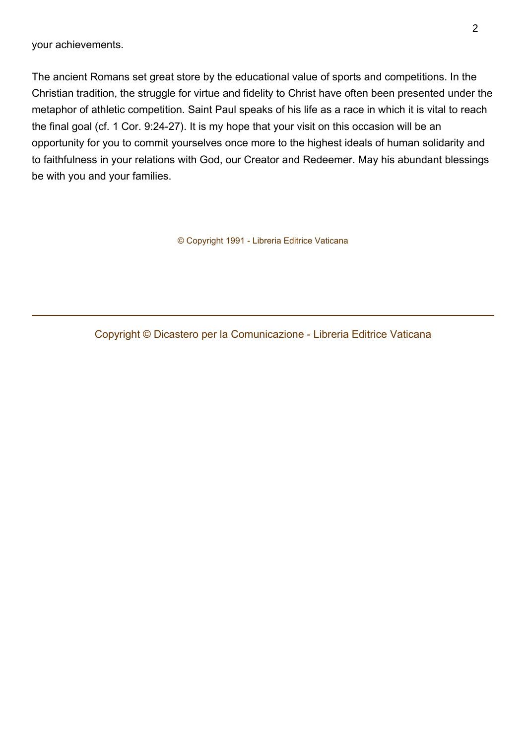your achievements.

The ancient Romans set great store by the educational value of sports and competitions. In the Christian tradition, the struggle for virtue and fidelity to Christ have often been presented under the metaphor of athletic competition. Saint Paul speaks of his life as a race in which it is vital to reach the final goal (cf. 1 Cor. 9:24-27). It is my hope that your visit on this occasion will be an opportunity for you to commit yourselves once more to the highest ideals of human solidarity and to faithfulness in your relations with God, our Creator and Redeemer. May his abundant blessings be with you and your families.

© Copyright 1991 - Libreria Editrice Vaticana

---

Copyright © Dicastero per la Comunicazione - Libreria Editrice Vaticana